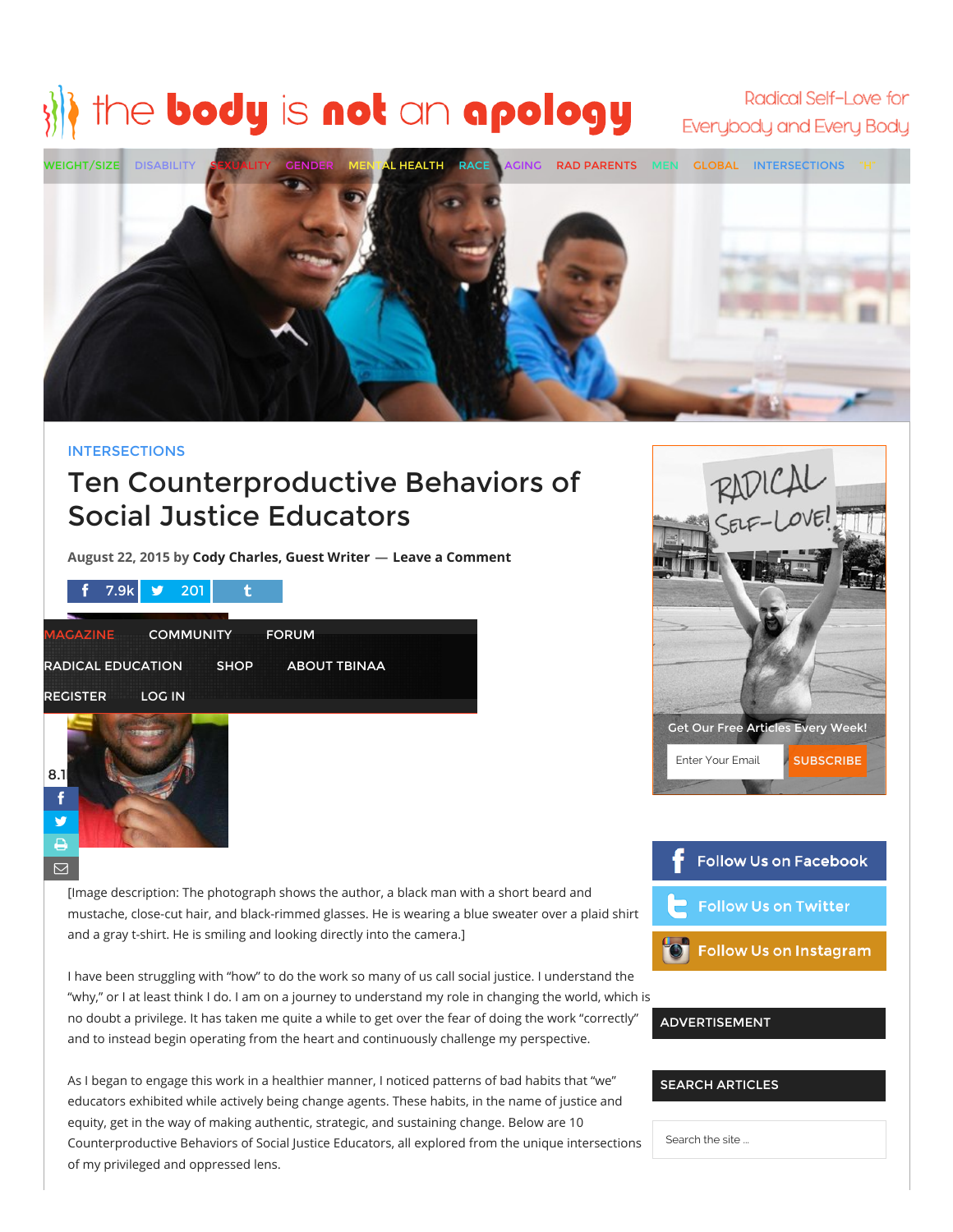# the body is not an apology

Radical Self-Love for Everybody and Every Body

WEIGHT/SIZE DISABILITY SEXUALITY GENDER MENTAL HEALTH RACE AGING RAD PARENTS MEN GLOBAL INTERSECTIONS

INTERSECTIONS

## Ten Counterproductive Behaviors of Social Justice Educators

August 22, 2015 by **Cody Charles, Guest Writer** — **Leave a Comment**

7.9k 201

MAGAZINE COMMUNITY FORUM RADICAL EDUCATION SHOP ABOUT TBINAA REGISTER LOG IN

[Image description: The photograph shows the author, a black man with a short beard and mustache, close-cut hair, and black-rimmed glasses. He is wearing a blue sweater over a plaid shirt and a gray t-shirt. He is smiling and looking directly into the camera.]

I have been struggling with "how" to do the work so many of us call social justice. I understand the "why," or I at least think I do. I am on a journey to understand my role in changing the world, which is no doubt a privilege. It has taken me quite a while to get over the fear of doing the work "correctly" and to instead begin operating from the heart and continuously challenge my perspective.

As I began to engage this work in a healthier manner, I noticed patterns of bad habits that "we" educators exhibited while actively being change agents. These habits, in the name of justice and equity, get in the way of making authentic, strategic, and sustaining change. Below are 10 Counterproductive Behaviors of Social Justice Educators, all explored from the unique intersections of my privileged and oppressed lens.

RADICAL SELF-LOVE!

Get Our Free Articles Every Week!

Enter Your Email SUBSCRIBE

Follow Us on Facebook

Follow Us on Twitter

Follow Us on Instagram

ADVERTISEMENT

SEARCH ARTICLES

Search the site ...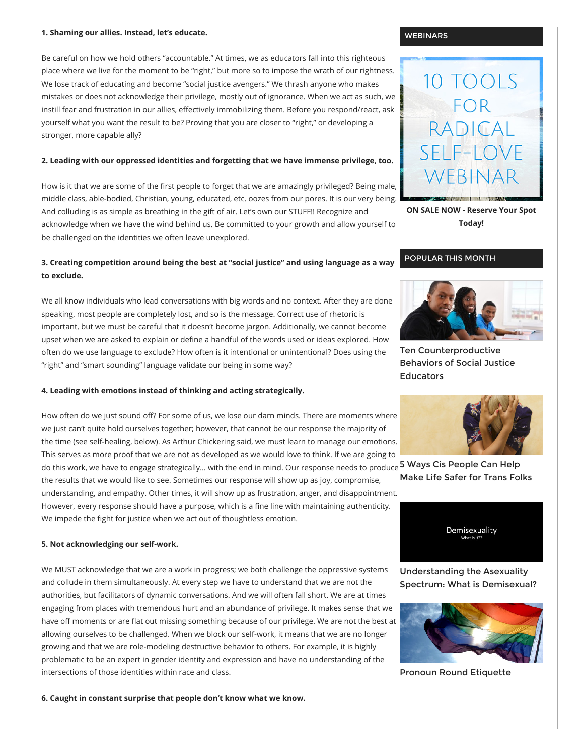**1. Shaming our allies. Instead, let's educate.**

Be careful on how we hold others "accountable." At times, we as educators fall into this righteous place where we live for the moment to be "right," but more so to impose the wrath of our rightness. We lose track of educating and become "social justice avengers." We thrash anyone who makes mistakes or does not acknowledge their privilege, mostly out of ignorance. When we act as such, we instill fear and frustration in our allies, effectively immobilizing them. Before you respond/react, ask yourself what you want the result to be? Proving that you are closer to "right," or developing a stronger, more capable ally?

**2. Leading with our oppressed identities and forgetting that we have immense privilege, too.**

How is it that we are some of the first people to forget that we are amazingly privileged? Being male, middle class, able-bodied, Christian, young, educated, etc. oozes from our pores. It is our very being. And colluding is as simple as breathing in the gift of air. Let's own our STUFF!! Recognize and acknowledge when we have the wind behind us. Be committed to your growth and allow yourself to be challenged on the identities we often leave unexplored.

**3. Creating competition around being the best at "social justice" and using language as a way to exclude.**

We all know individuals who lead conversations with big words and no context. After they are done speaking, most people are completely lost, and so is the message. Correct use of rhetoric is important, but we must be careful that it doesn't become jargon. Additionally, we cannot become upset when we are asked to explain or define a handful of the words used or ideas explored. How often do we use language to exclude? How often is it intentional or unintentional? Does using the "right" and "smart sounding" language validate our being in some way?

**4. Leading with emotions instead of thinking and acting strategically.**

How often do we just sound off? For some of us, we lose our darn minds. There are moments where we just can't quite hold ourselves together; however, that cannot be our response the majority of the time (see self-healing, below). As Arthur Chickering said, we must learn to manage our emotions. This serves as more proof that we are not as developed as we would love to think. If we are going to do this work, we have to engage strategically… with the end in mind. Our response needs to produce the results that we would like to see. Sometimes our response will show up as joy, compromise, understanding, and empathy. Other times, it will show up as frustration, anger, and disappointment. However, every response should have a purpose, which is a fine line with maintaining authenticity. We impede the fight for justice when we act out of thoughtless emotion.

**5. Not acknowledging our self-work.**

We MUST acknowledge that we are a work in progress; we both challenge the oppressive systems and collude in them simultaneously. At every step we have to understand that we are not the authorities, but facilitators of dynamic conversations. And we will often fall short. We are at times engaging from places with tremendous hurt and an abundance of privilege. It makes sense that we have off moments or are flat out missing something because of our privilege. We are not the best at allowing ourselves to be challenged. When we block our self-work, it means that we are no longer growing and that we are role-modeling destructive behavior to others. For example, it is highly problematic to be an expert in gender identity and expression and have no understanding of the intersections of those identities within race and class.

**6. Caught in constant surprise that people don't know what we know.**

WEBINARS

10 TOOLS FOR RADICAL SELF-LOVE WEBINAR

**ON SALE NOW - Reserve Your Spot Today!**

POPULAR THIS MONTH

Ten Counterproductive Behaviors of Social Justice Educators

5 Ways Cis People Can Help Make Life Safer for Trans Folks

Demisexuality
What is it??

Understanding the Asexuality Spectrum: What is Demisexual?

Pronoun Round Etiquette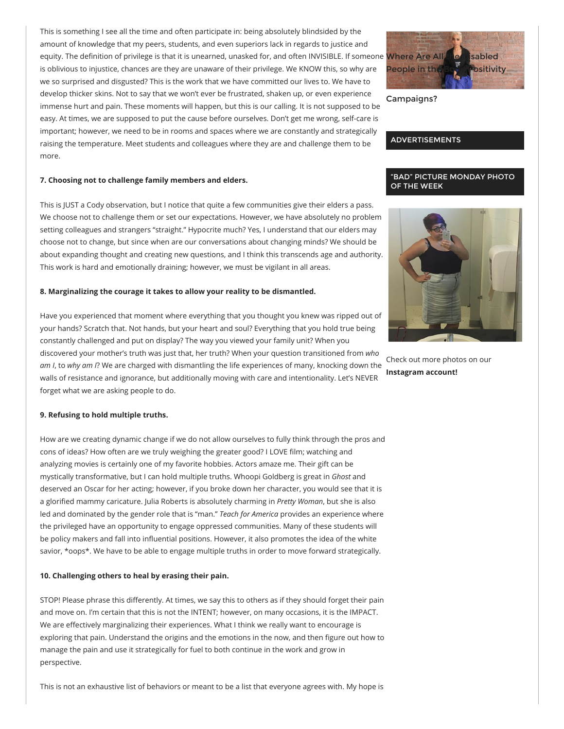This is something I see all the time and often participate in: being absolutely blindsided by the amount of knowledge that my peers, students, and even superiors lack in regards to justice and equity. The definition of privilege is that it is unearned, unasked for, and often INVISIBLE. If someone is oblivious to injustice, chances are they are unaware of their privilege. We KNOW this, so why are we so surprised and disgusted? This is the work that we have committed our lives to. We have to develop thicker skins. Not to say that we won't ever be frustrated, shaken up, or even experience immense hurt and pain. These moments will happen, but this is our calling. It is not supposed to be easy. At times, we are supposed to put the cause before ourselves. Don't get me wrong, self-care is important; however, we need to be in rooms and spaces where we are constantly and strategically raising the temperature. Meet students and colleagues where they are and challenge them to be more.

**7. Choosing not to challenge family members and elders.**

This is JUST a Cody observation, but I notice that quite a few communities give their elders a pass. We choose not to challenge them or set our expectations. However, we have absolutely no problem setting colleagues and strangers "straight." Hypocrite much? Yes, I understand that our elders may choose not to change, but since when are our conversations about changing minds? We should be about expanding thought and creating new questions, and I think this transcends age and authority. This work is hard and emotionally draining; however, we must be vigilant in all areas.

**8. Marginalizing the courage it takes to allow your reality to be dismantled.**

Have you experienced that moment where everything that you thought you knew was ripped out of your hands? Scratch that. Not hands, but your heart and soul? Everything that you hold true being constantly challenged and put on display? The way you viewed your family unit? When you discovered your mother's truth was just that, her truth? When your question transitioned from *who am I*, to *why am I*? We are charged with dismantling the life experiences of many, knocking down the walls of resistance and ignorance, but additionally moving with care and intentionality. Let's NEVER forget what we are asking people to do.

**9. Refusing to hold multiple truths.**

How are we creating dynamic change if we do not allow ourselves to fully think through the pros and cons of ideas? How often are we truly weighing the greater good? I LOVE film; watching and analyzing movies is certainly one of my favorite hobbies. Actors amaze me. Their gift can be mystically transformative, but I can hold multiple truths. Whoopi Goldberg is great in *Ghost* and deserved an Oscar for her acting; however, if you broke down her character, you would see that it is a glorified mammy caricature. Julia Roberts is absolutely charming in *Pretty Woman*, but she is also led and dominated by the gender role that is "man." *Teach for America* provides an experience where the privileged have an opportunity to engage oppressed communities. Many of these students will be policy makers and fall into influential positions. However, it also promotes the idea of the white savior, *oops*. We have to be able to engage multiple truths in order to move forward strategically.

**10. Challenging others to heal by erasing their pain.**

STOP! Please phrase this differently. At times, we say this to others as if they should forget their pain and move on. I'm certain that this is not the INTENT; however, on many occasions, it is the IMPACT. We are effectively marginalizing their experiences. What I think we really want to encourage is exploring that pain. Understand the origins and the emotions in the now, and then figure out how to manage the pain and use it strategically for fuel to both continue in the work and grow in perspective.

This is not an exhaustive list of behaviors or meant to be a list that everyone agrees with. My hope is

Where Are All the Disabled People in the Body Positivity Campaigns?

ADVERTISEMENTS

"BAD" PICTURE MONDAY PHOTO OF THE WEEK

Check out more photos on our **Instagram account!**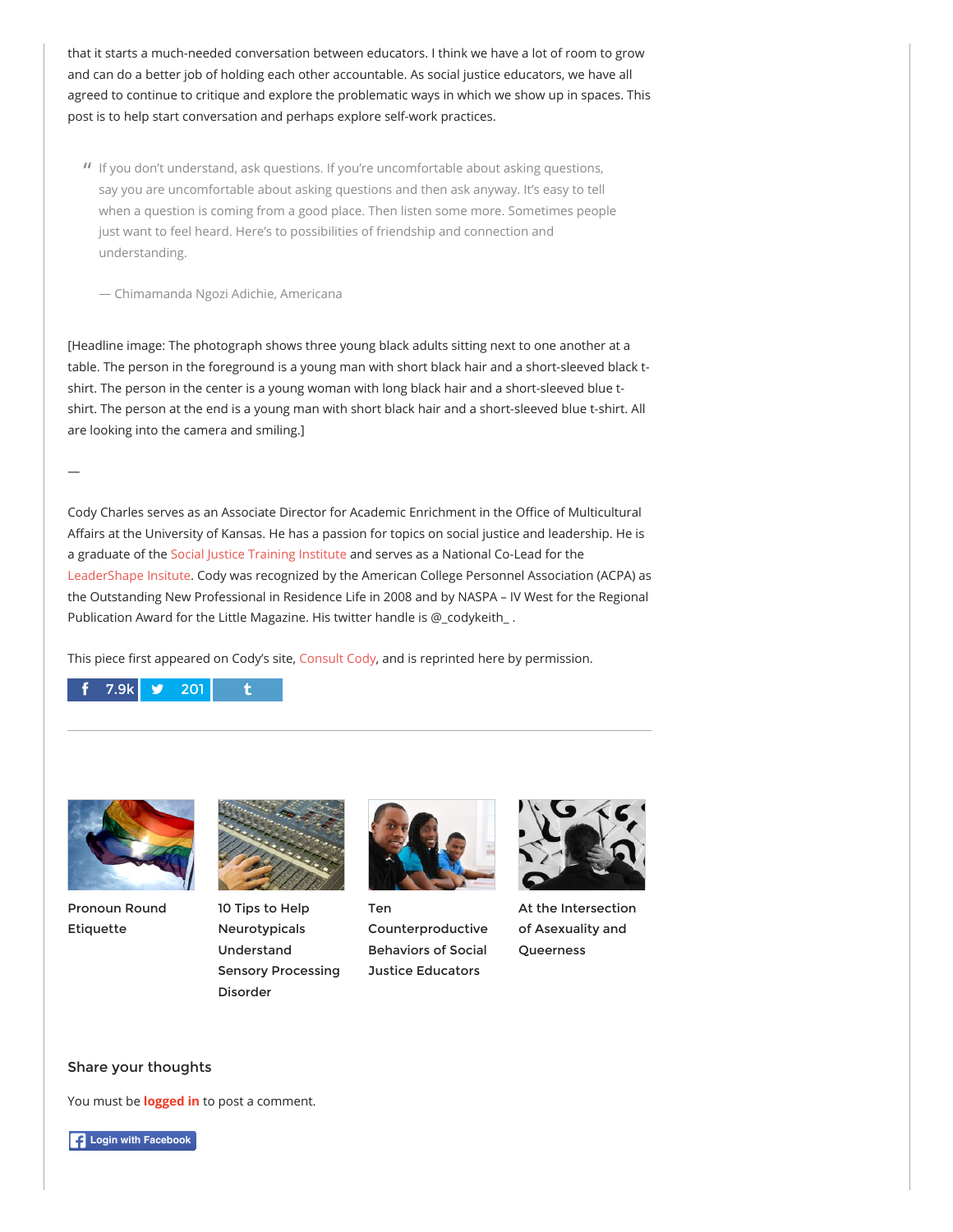that it starts a much-needed conversation between educators. I think we have a lot of room to grow and can do a better job of holding each other accountable. As social justice educators, we have all agreed to continue to critique and explore the problematic ways in which we show up in spaces. This post is to help start conversation and perhaps explore self-work practices.

> If you don't understand, ask questions. If you're uncomfortable about asking questions, say you are uncomfortable about asking questions and then ask anyway. It's easy to tell when a question is coming from a good place. Then listen some more. Sometimes people just want to feel heard. Here's to possibilities of friendship and connection and understanding.
>
> — Chimamanda Ngozi Adichie, Americana

[Headline image: The photograph shows three young black adults sitting next to one another at a table. The person in the foreground is a young man with short black hair and a short-sleeved black t-shirt. The person in the center is a young woman with long black hair and a short-sleeved blue t-shirt. The person at the end is a young man with short black hair and a short-sleeved blue t-shirt. All are looking into the camera and smiling.]

—

Cody Charles serves as an Associate Director for Academic Enrichment in the Office of Multicultural Affairs at the University of Kansas. He has a passion for topics on social justice and leadership. He is a graduate of the Social Justice Training Institute and serves as a National Co-Lead for the LeaderShape Insitute. Cody was recognized by the American College Personnel Association (ACPA) as the Outstanding New Professional in Residence Life in 2008 and by NASPA – IV West for the Regional Publication Award for the Little Magazine. His twitter handle is @_codykeith_ .

This piece first appeared on Cody's site, Consult Cody, and is reprinted here by permission.

f 7.9k | 201 | t

Pronoun Round Etiquette

10 Tips to Help Neurotypicals Understand Sensory Processing Disorder

Ten Counterproductive Behaviors of Social Justice Educators

At the Intersection of Asexuality and Queerness

## Share your thoughts

You must be **logged in** to post a comment.

Login with Facebook